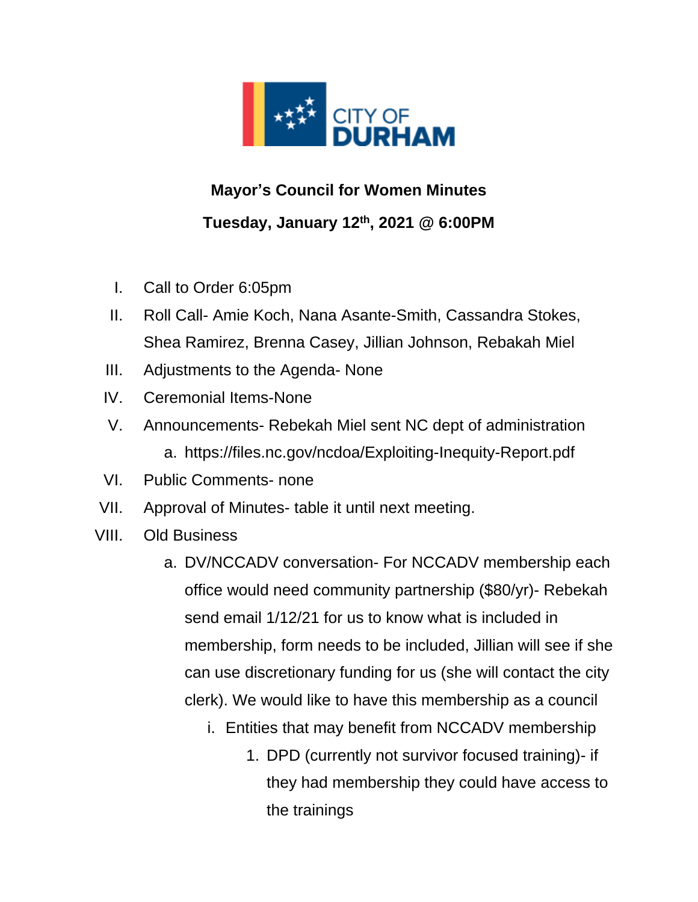CITY OF DURHAM

**Mayor's Council for Women Minutes**

**Tuesday, January 12th, 2021 @ 6:00PM**

I. Call to Order 6:05pm

II. Roll Call- Amie Koch, Nana Asante-Smith, Cassandra Stokes, Shea Ramirez, Brenna Casey, Jillian Johnson, Rebakah Miel

III. Adjustments to the Agenda- None

IV. Ceremonial Items-None

V. Announcements- Rebekah Miel sent NC dept of administration
   a. https://files.nc.gov/ncdoa/Exploiting-Inequity-Report.pdf

VI. Public Comments- none

VII. Approval of Minutes- table it until next meeting.

VIII. Old Business
   a. DV/NCCADV conversation- For NCCADV membership each office would need community partnership ($80/yr)- Rebekah send email 1/12/21 for us to know what is included in membership, form needs to be included, Jillian will see if she can use discretionary funding for us (she will contact the city clerk). We would like to have this membership as a council
      i. Entities that may benefit from NCCADV membership
         1. DPD (currently not survivor focused training)- if they had membership they could have access to the trainings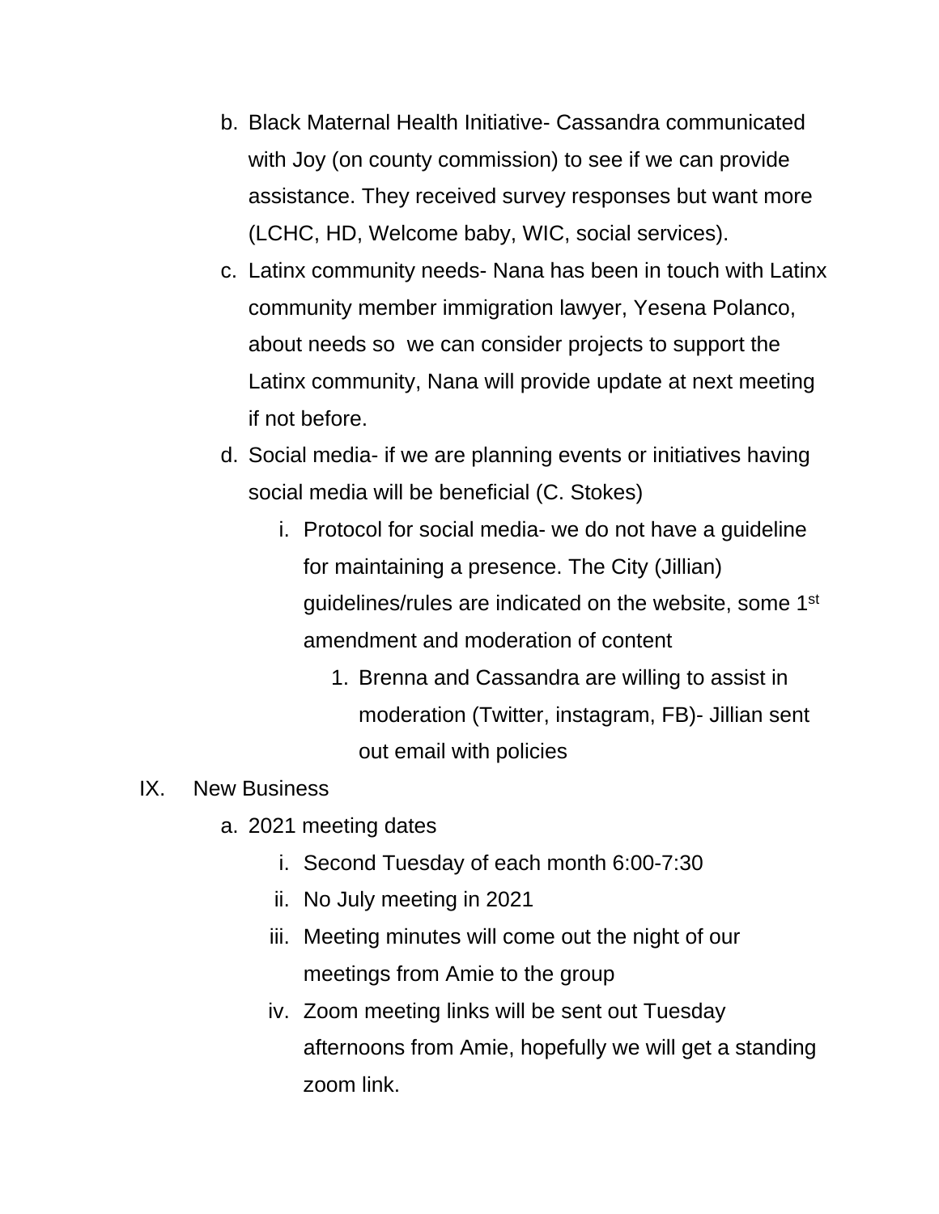b. Black Maternal Health Initiative- Cassandra communicated with Joy (on county commission) to see if we can provide assistance. They received survey responses but want more (LCHC, HD, Welcome baby, WIC, social services).

c. Latinx community needs- Nana has been in touch with Latinx community member immigration lawyer, Yesena Polanco, about needs so we can consider projects to support the Latinx community, Nana will provide update at next meeting if not before.

d. Social media- if we are planning events or initiatives having social media will be beneficial (C. Stokes)

   i. Protocol for social media- we do not have a guideline for maintaining a presence. The City (Jillian) guidelines/rules are indicated on the website, some 1st amendment and moderation of content

      1. Brenna and Cassandra are willing to assist in moderation (Twitter, instagram, FB)- Jillian sent out email with policies

IX. New Business

a. 2021 meeting dates

   i. Second Tuesday of each month 6:00-7:30

   ii. No July meeting in 2021

   iii. Meeting minutes will come out the night of our meetings from Amie to the group

   iv. Zoom meeting links will be sent out Tuesday afternoons from Amie, hopefully we will get a standing zoom link.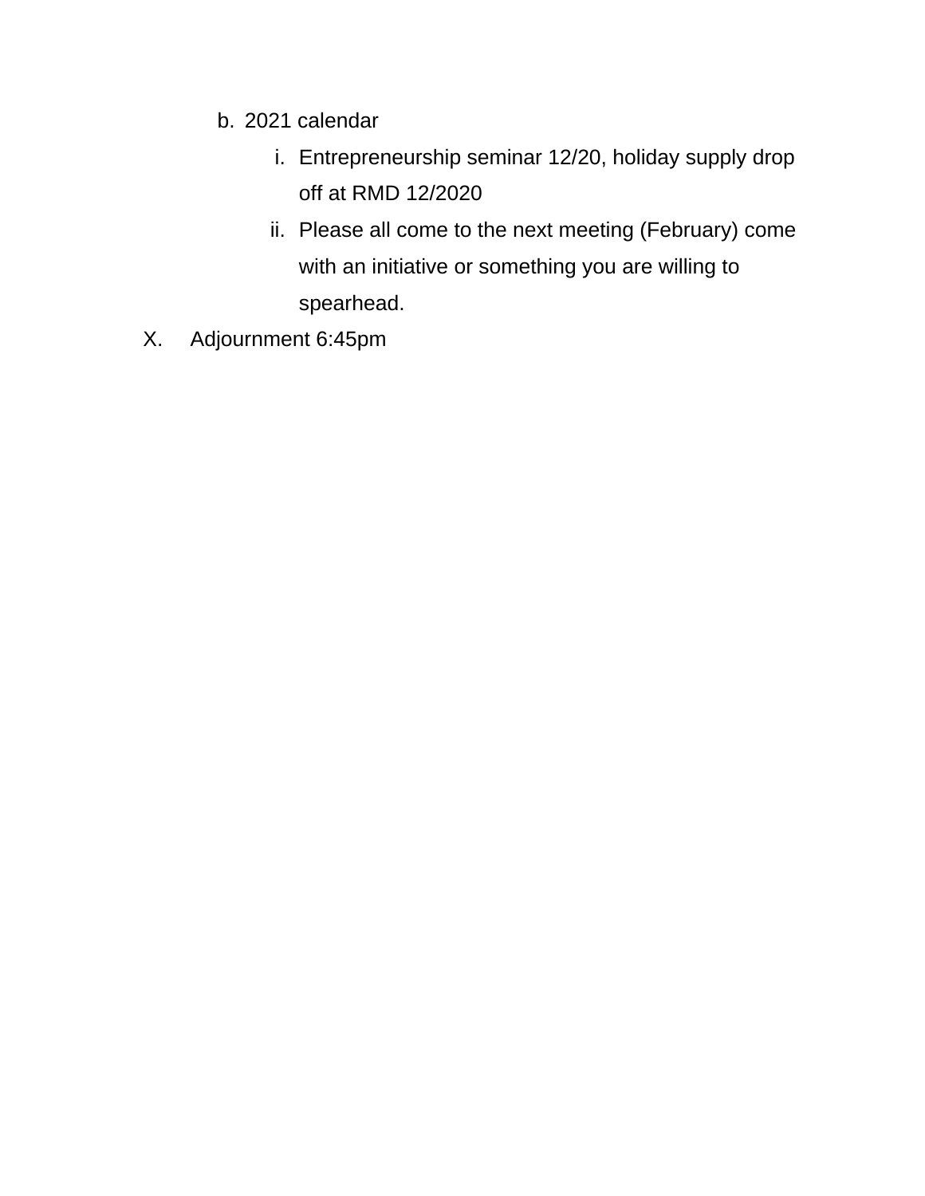b. 2021 calendar
    i. Entrepreneurship seminar 12/20, holiday supply drop off at RMD 12/2020
    ii. Please all come to the next meeting (February) come with an initiative or something you are willing to spearhead.

X. Adjournment 6:45pm